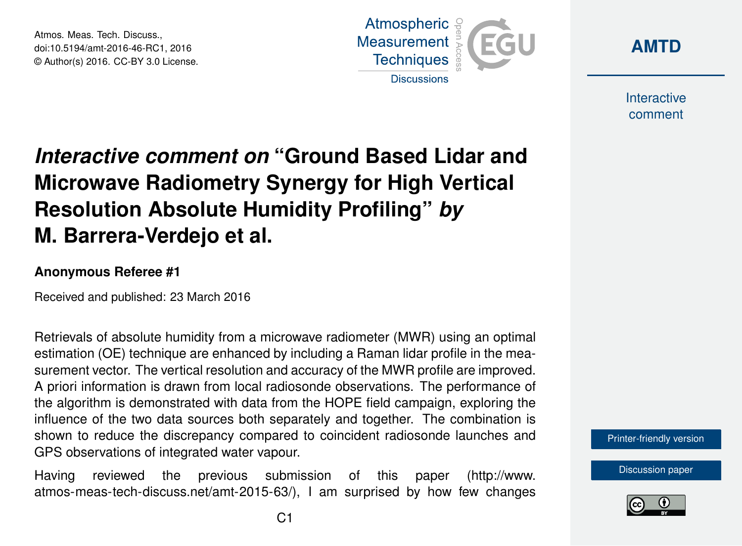# *Interactive comment on* "Ground Based Lidar and Microwave Radiometry Synergy for High Vertical Resolution Absolute Humidity Profiling" *by* M. Barrera-Verdejo et al.

**Anonymous Referee #1**

Received and published: 23 March 2016

Retrievals of absolute humidity from a microwave radiometer (MWR) using an optimal estimation (OE) technique are enhanced by including a Raman lidar profile in the measurement vector. The vertical resolution and accuracy of the MWR profile are improved. A priori information is drawn from local radiosonde observations. The performance of the algorithm is demonstrated with data from the HOPE field campaign, exploring the influence of the two data sources both separately and together. The combination is shown to reduce the discrepancy compared to coincident radiosonde launches and GPS observations of integrated water vapour.

Having reviewed the previous submission of this paper (http://www.atmos-meas-tech-discuss.net/amt-2015-63/), I am surprised by how few changes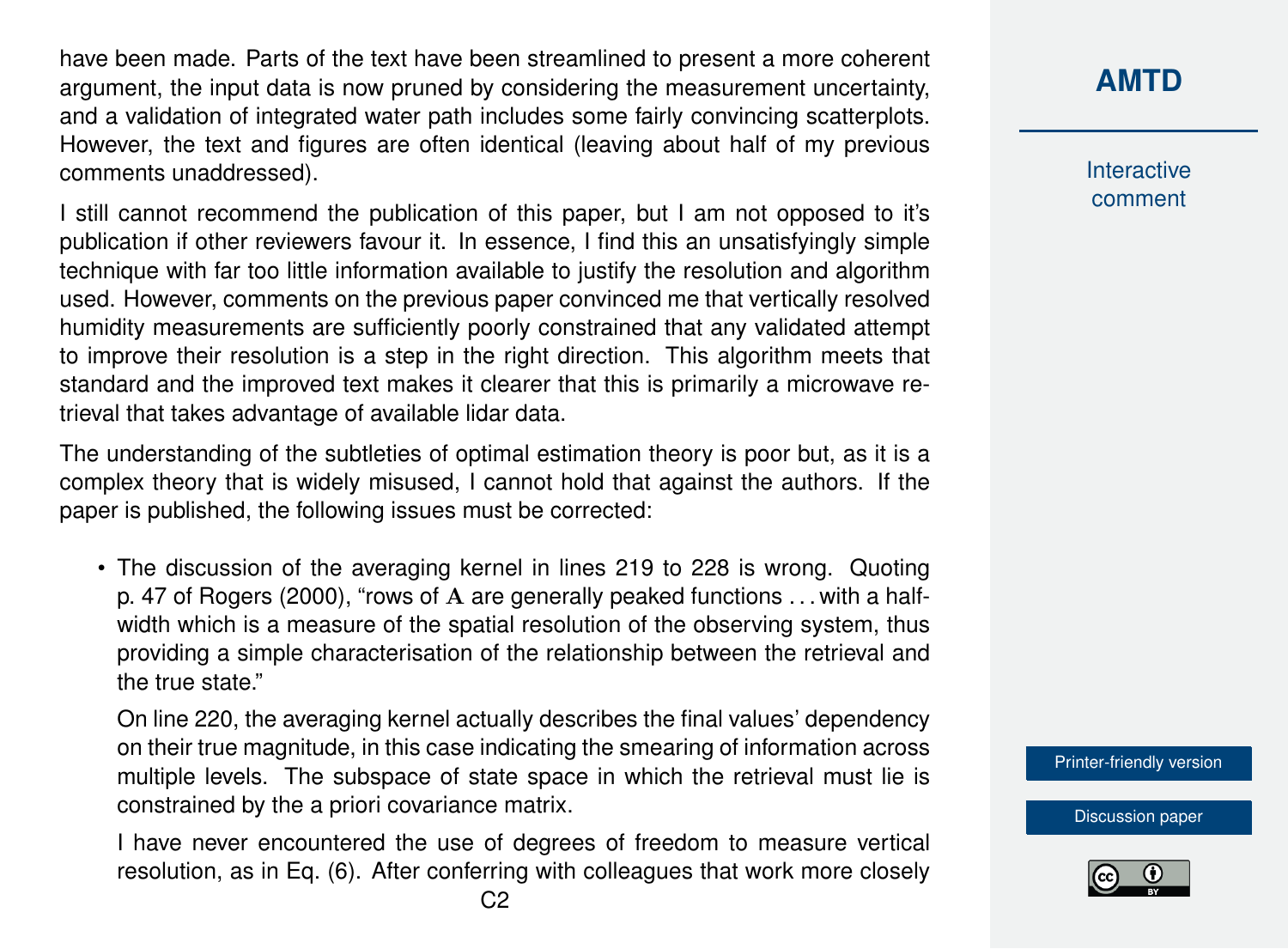have been made. Parts of the text have been streamlined to present a more coherent argument, the input data is now pruned by considering the measurement uncertainty, and a validation of integrated water path includes some fairly convincing scatterplots. However, the text and figures are often identical (leaving about half of my previous comments unaddressed).

I still cannot recommend the publication of this paper, but I am not opposed to it's publication if other reviewers favour it. In essence, I find this an unsatisfyingly simple technique with far too little information available to justify the resolution and algorithm used. However, comments on the previous paper convinced me that vertically resolved humidity measurements are sufficiently poorly constrained that any validated attempt to improve their resolution is a step in the right direction. This algorithm meets that standard and the improved text makes it clearer that this is primarily a microwave retrieval that takes advantage of available lidar data.

The understanding of the subtleties of optimal estimation theory is poor but, as it is a complex theory that is widely misused, I cannot hold that against the authors. If the paper is published, the following issues must be corrected:

- The discussion of the averaging kernel in lines 219 to 228 is wrong. Quoting p. 47 of Rogers (2000), "rows of $\mathbf{A}$ are generally peaked functions . . . with a half-width which is a measure of the spatial resolution of the observing system, thus providing a simple characterisation of the relationship between the retrieval and the true state."

  On line 220, the averaging kernel actually describes the final values' dependency on their true magnitude, in this case indicating the smearing of information across multiple levels. The subspace of state space in which the retrieval must lie is constrained by the a priori covariance matrix.

  I have never encountered the use of degrees of freedom to measure vertical resolution, as in Eq. (6). After conferring with colleagues that work more closely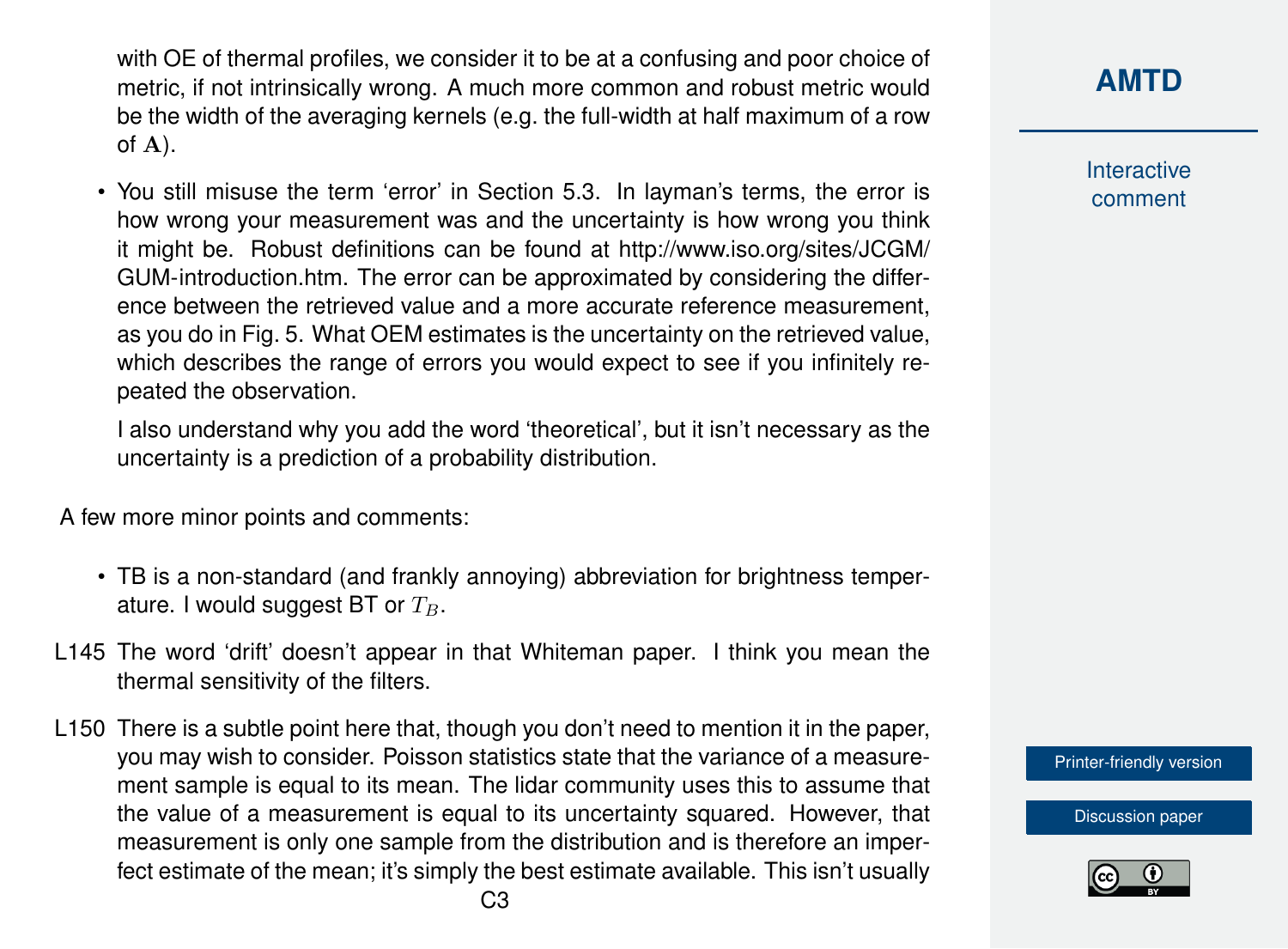with OE of thermal profiles, we consider it to be at a confusing and poor choice of metric, if not intrinsically wrong. A much more common and robust metric would be the width of the averaging kernels (e.g. the full-width at half maximum of a row of $\mathbf{A}$).

- You still misuse the term 'error' in Section 5.3. In layman's terms, the error is how wrong your measurement was and the uncertainty is how wrong you think it might be. Robust definitions can be found at http://www.iso.org/sites/JCGM/GUM-introduction.htm. The error can be approximated by considering the difference between the retrieved value and a more accurate reference measurement, as you do in Fig. 5. What OEM estimates is the uncertainty on the retrieved value, which describes the range of errors you would expect to see if you infinitely repeated the observation.

  I also understand why you add the word 'theoretical', but it isn't necessary as the uncertainty is a prediction of a probability distribution.

A few more minor points and comments:

- TB is a non-standard (and frankly annoying) abbreviation for brightness temperature. I would suggest BT or $T_B$.

L145 The word 'drift' doesn't appear in that Whiteman paper. I think you mean the thermal sensitivity of the filters.

L150 There is a subtle point here that, though you don't need to mention it in the paper, you may wish to consider. Poisson statistics state that the variance of a measurement sample is equal to its mean. The lidar community uses this to assume that the value of a measurement is equal to its uncertainty squared. However, that measurement is only one sample from the distribution and is therefore an imperfect estimate of the mean; it's simply the best estimate available. This isn't usually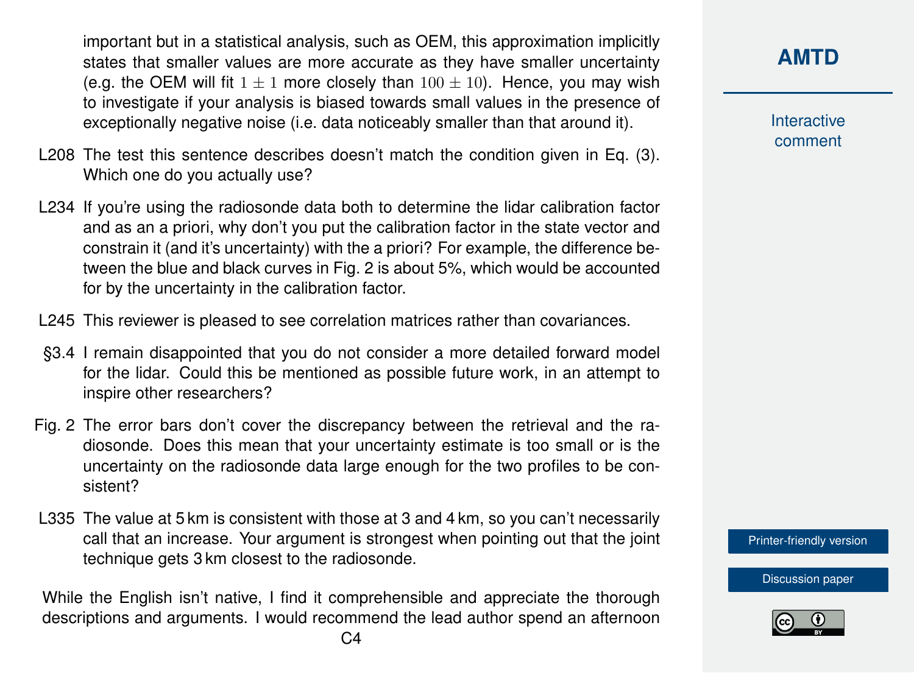important but in a statistical analysis, such as OEM, this approximation implicitly states that smaller values are more accurate as they have smaller uncertainty (e.g. the OEM will fit $1 \pm 1$ more closely than $100 \pm 10$). Hence, you may wish to investigate if your analysis is biased towards small values in the presence of exceptionally negative noise (i.e. data noticeably smaller than that around it).

L208 The test this sentence describes doesn't match the condition given in Eq. (3). Which one do you actually use?

L234 If you're using the radiosonde data both to determine the lidar calibration factor and as an a priori, why don't you put the calibration factor in the state vector and constrain it (and it's uncertainty) with the a priori? For example, the difference between the blue and black curves in Fig. 2 is about 5%, which would be accounted for by the uncertainty in the calibration factor.

L245 This reviewer is pleased to see correlation matrices rather than covariances.

§3.4 I remain disappointed that you do not consider a more detailed forward model for the lidar. Could this be mentioned as possible future work, in an attempt to inspire other researchers?

Fig. 2 The error bars don't cover the discrepancy between the retrieval and the radiosonde. Does this mean that your uncertainty estimate is too small or is the uncertainty on the radiosonde data large enough for the two profiles to be consistent?

L335 The value at 5 km is consistent with those at 3 and 4 km, so you can't necessarily call that an increase. Your argument is strongest when pointing out that the joint technique gets 3 km closest to the radiosonde.

While the English isn't native, I find it comprehensible and appreciate the thorough descriptions and arguments. I would recommend the lead author spend an afternoon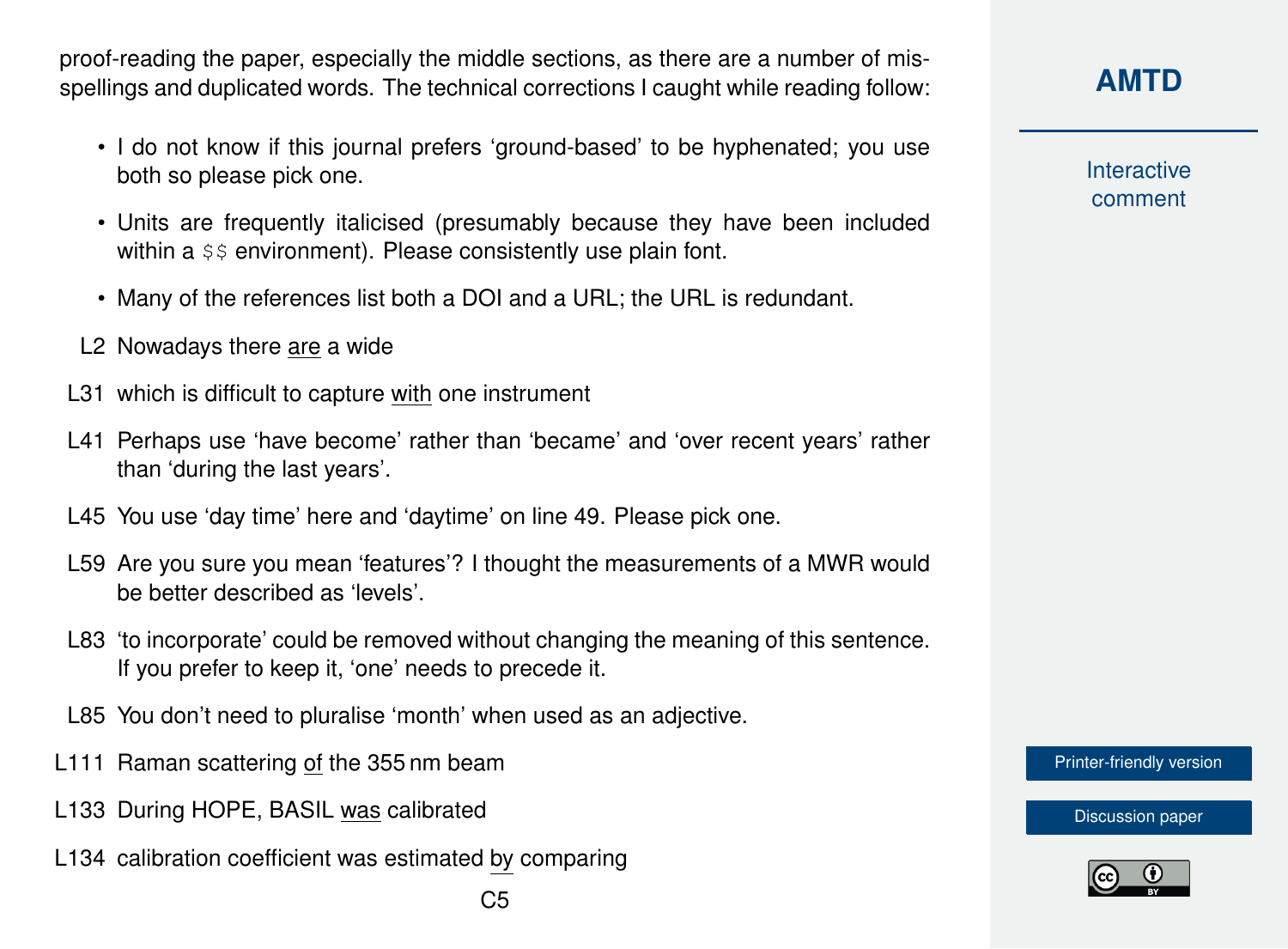proof-reading the paper, especially the middle sections, as there are a number of misspellings and duplicated words. The technical corrections I caught while reading follow:

- I do not know if this journal prefers 'ground-based' to be hyphenated; you use both so please pick one.
- Units are frequently italicised (presumably because they have been included within a $$ environment). Please consistently use plain font.
- Many of the references list both a DOI and a URL; the URL is redundant.

L2 Nowadays there <u>are</u> a wide

L31 which is difficult to capture <u>with</u> one instrument

L41 Perhaps use 'have become' rather than 'became' and 'over recent years' rather than 'during the last years'.

L45 You use 'day time' here and 'daytime' on line 49. Please pick one.

L59 Are you sure you mean 'features'? I thought the measurements of a MWR would be better described as 'levels'.

L83 'to incorporate' could be removed without changing the meaning of this sentence. If you prefer to keep it, 'one' needs to precede it.

L85 You don't need to pluralise 'month' when used as an adjective.

L111 Raman scattering <u>of</u> the 355 nm beam

L133 During HOPE, BASIL <u>was</u> calibrated

L134 calibration coefficient was estimated <u>by</u> comparing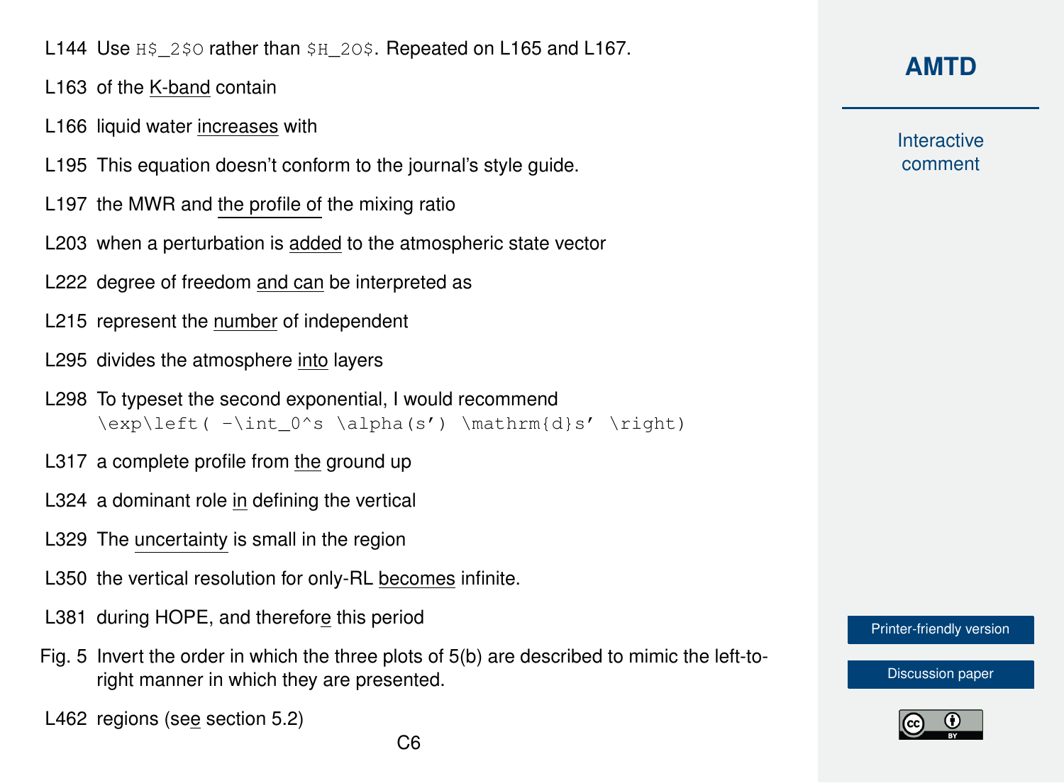L144 Use `H$_2$O` rather than `$H_2O$`. Repeated on L165 and L167.

L163 of the <u>K-band</u> contain

L166 liquid water <u>increases</u> with

L195 This equation doesn't conform to the journal's style guide.

L197 the MWR and <u>the profile of</u> the mixing ratio

L203 when a perturbation is <u>added</u> to the atmospheric state vector

L222 degree of freedom <u>and can</u> be interpreted as

L215 represent the <u>number</u> of independent

L295 divides the atmosphere <u>into</u> layers

L298 To typeset the second exponential, I would recommend `\exp\left( -\int_0^s \alpha(s') \mathrm{d}s' \right)`

L317 a complete profile from <u>the</u> ground up

L324 a dominant role <u>in</u> defining the vertical

L329 The <u>uncertainty</u> is small in the region

L350 the vertical resolution for only-RL <u>becomes</u> infinite.

L381 during HOPE, and therefor<u>e</u> this period

Fig. 5 Invert the order in which the three plots of 5(b) are described to mimic the left-to-right manner in which they are presented.

L462 regions (se<u>e</u> section 5.2)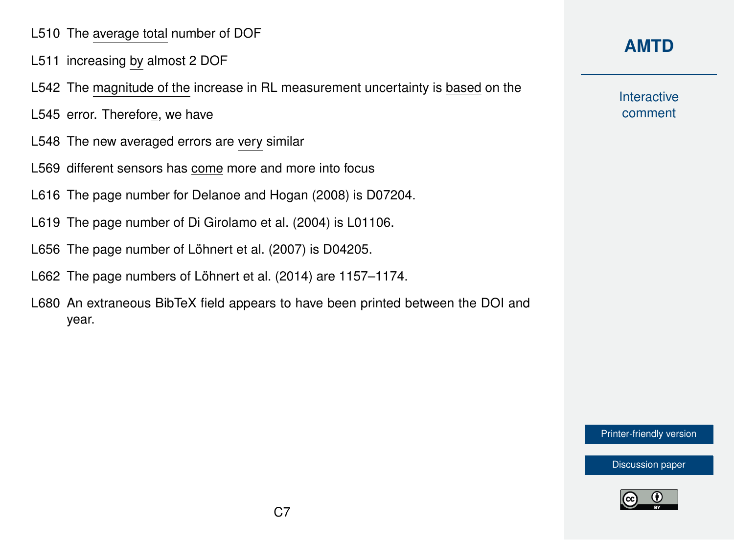L510 The average total number of DOF

L511 increasing by almost 2 DOF

L542 The magnitude of the increase in RL measurement uncertainty is based on the

L545 error. Therefore, we have

L548 The new averaged errors are very similar

L569 different sensors has come more and more into focus

L616 The page number for Delanoe and Hogan (2008) is D07204.

L619 The page number of Di Girolamo et al. (2004) is L01106.

L656 The page number of Löhnert et al. (2007) is D04205.

L662 The page numbers of Löhnert et al. (2014) are 1157–1174.

L680 An extraneous BibTeX field appears to have been printed between the DOI and year.